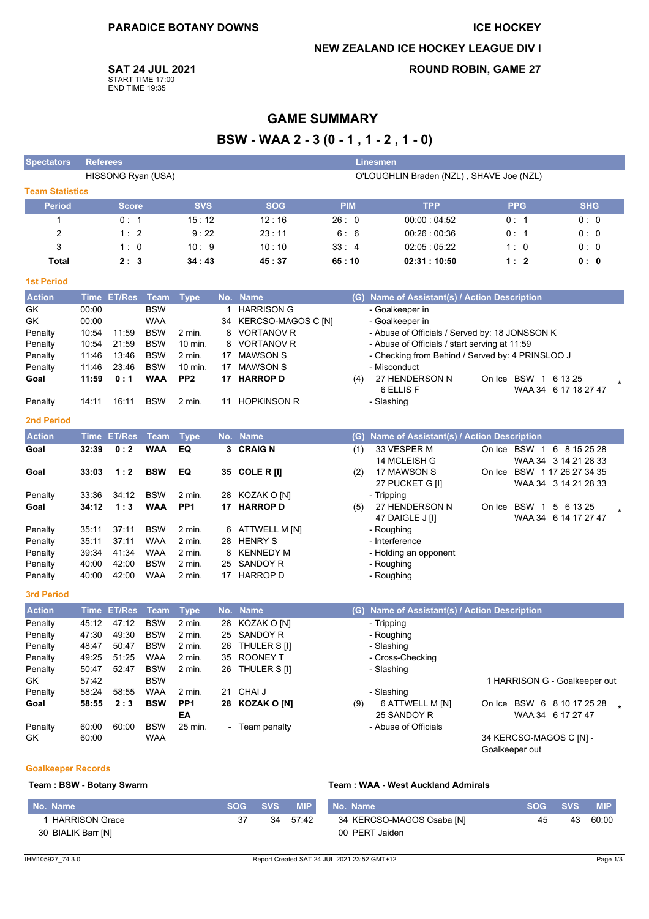**PARADICE BOTANY DOWNS**

**ICE HOCKEY**

**NEW ZEALAND ICE HOCKEY LEAGUE DIV I**

**SAT 24 JUL 2021**
START TIME 17:00
END TIME 19:35

**ROUND ROBIN, GAME 27**

# GAME SUMMARY

## BSW - WAA 2 - 3 (0 - 1 , 1 - 2 , 1 - 0)

| Spectators | Referees | Linesmen |
|---|---|---|
| | HISSONG Ryan (USA) | O'LOUGHLIN Braden (NZL) , SHAVE Joe (NZL) |

### Team Statistics

| Period | Score | SVS | SOG | PIM | TPP | PPG | SHG |
|---|---|---|---|---|---|---|---|
| 1 | 0 : 1 | 15 : 12 | 12 : 16 | 26 : 0 | 00:00 : 04:52 | 0 : 1 | 0 : 0 |
| 2 | 1 : 2 | 9 : 22 | 23 : 11 | 6 : 6 | 00:26 : 00:36 | 0 : 1 | 0 : 0 |
| 3 | 1 : 0 | 10 : 9 | 10 : 10 | 33 : 4 | 02:05 : 05:22 | 1 : 0 | 0 : 0 |
| **Total** | **2 : 3** | **34 : 43** | **45 : 37** | **65 : 10** | **02:31 : 10:50** | **1 : 2** | **0 : 0** |

### 1st Period

| Action | Time | ET/Res | Team | Type | No. | Name | (G) | Name of Assistant(s) / Action Description | On Ice | |
|---|---|---|---|---|---|---|---|---|---|---|
| GK | 00:00 | | BSW | | 1 | HARRISON G | | - Goalkeeper in | | |
| GK | 00:00 | | WAA | | 34 | KERCSO-MAGOS C [N] | | - Goalkeeper in | | |
| Penalty | 10:54 | 11:59 | BSW | 2 min. | 8 | VORTANOV R | | - Abuse of Officials / Served by: 18 JONSSON K | | |
| Penalty | 10:54 | 21:59 | BSW | 10 min. | 8 | VORTANOV R | | - Abuse of Officials / start serving at 11:59 | | |
| Penalty | 11:46 | 13:46 | BSW | 2 min. | 17 | MAWSON S | | - Checking from Behind / Served by: 4 PRINSLOO J | | |
| Penalty | 11:46 | 23:46 | BSW | 10 min. | 17 | MAWSON S | | - Misconduct | | |
| **Goal** | **11:59** | **0 : 1** | **WAA** | **PP2** | **17** | **HARROP D** | (4) | 27 HENDERSON N, 6 ELLIS F | On Ice BSW 1 6 13 25 / WAA 34 6 17 18 27 47 | * |
| Penalty | 14:11 | 16:11 | BSW | 2 min. | 11 | HOPKINSON R | | - Slashing | | |

### 2nd Period

| Action | Time | ET/Res | Team | Type | No. | Name | (G) | Name of Assistant(s) / Action Description | On Ice | |
|---|---|---|---|---|---|---|---|---|---|---|
| **Goal** | **32:39** | **0 : 2** | **WAA** | **EQ** | **3** | **CRAIG N** | (1) | 33 VESPER M, 14 MCLEISH G | On Ice BSW 1 6 8 15 25 28 / WAA 34 3 14 21 28 33 | |
| **Goal** | **33:03** | **1 : 2** | **BSW** | **EQ** | **35** | **COLE R [I]** | (2) | 17 MAWSON S, 27 PUCKET G [I] | On Ice BSW 1 17 26 27 34 35 / WAA 34 3 14 21 28 33 | |
| Penalty | 33:36 | 34:12 | BSW | 2 min. | 28 | KOZAK O [N] | | - Tripping | | |
| **Goal** | **34:12** | **1 : 3** | **WAA** | **PP1** | **17** | **HARROP D** | (5) | 27 HENDERSON N, 47 DAIGLE J [I] | On Ice BSW 1 5 6 13 25 / WAA 34 6 14 17 27 47 | * |
| Penalty | 35:11 | 37:11 | BSW | 2 min. | 6 | ATTWELL M [N] | | - Roughing | | |
| Penalty | 35:11 | 37:11 | WAA | 2 min. | 28 | HENRY S | | - Interference | | |
| Penalty | 39:34 | 41:34 | WAA | 2 min. | 8 | KENNEDY M | | - Holding an opponent | | |
| Penalty | 40:00 | 42:00 | BSW | 2 min. | 25 | SANDOY R | | - Roughing | | |
| Penalty | 40:00 | 42:00 | WAA | 2 min. | 17 | HARROP D | | - Roughing | | |

### 3rd Period

| Action | Time | ET/Res | Team | Type | No. | Name | (G) | Name of Assistant(s) / Action Description | On Ice | |
|---|---|---|---|---|---|---|---|---|---|---|
| Penalty | 45:12 | 47:12 | BSW | 2 min. | 28 | KOZAK O [N] | | - Tripping | | |
| Penalty | 47:30 | 49:30 | BSW | 2 min. | 25 | SANDOY R | | - Roughing | | |
| Penalty | 48:47 | 50:47 | BSW | 2 min. | 26 | THULER S [I] | | - Slashing | | |
| Penalty | 49:25 | 51:25 | WAA | 2 min. | 35 | ROONEY T | | - Cross-Checking | | |
| Penalty | 50:47 | 52:47 | BSW | 2 min. | 26 | THULER S [I] | | - Slashing | | |
| GK | 57:42 | | BSW | | | | | | 1 HARRISON G - Goalkeeper out | |
| Penalty | 58:24 | 58:55 | WAA | 2 min. | 21 | CHAI J | | - Slashing | | |
| **Goal** | **58:55** | **2 : 3** | **BSW** | **PP1 EA** | **28** | **KOZAK O [N]** | (9) | 6 ATTWELL M [N], 25 SANDOY R | On Ice BSW 6 8 10 17 25 28 / WAA 34 6 17 27 47 | * |
| Penalty | 60:00 | 60:00 | BSW | 25 min. | - | Team penalty | | - Abuse of Officials | | |
| GK | 60:00 | | WAA | | | | | | 34 KERCSO-MAGOS C [N] - Goalkeeper out | |

### Goalkeeper Records

**Team : BSW - Botany Swarm**

| No. Name | SOG | SVS | MIP |
|---|---|---|---|
| 1 HARRISON Grace | 37 | 34 | 57:42 |
| 30 BIALIK Barr [N] | | | |

**Team : WAA - West Auckland Admirals**

| No. Name | SOG | SVS | MIP |
|---|---|---|---|
| 34 KERCSO-MAGOS Csaba [N] | 45 | 43 | 60:00 |
| 00 PERT Jaiden | | | |

IHM105927_74 3.0 — Report Created SAT 24 JUL 2021 23:52 GMT+12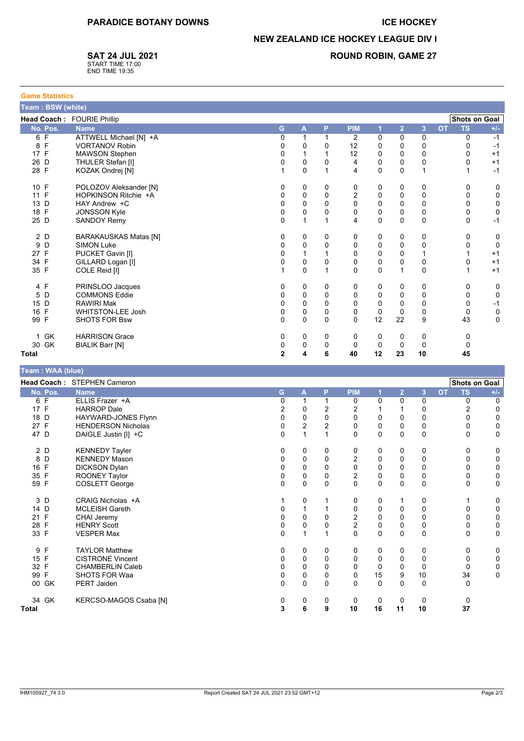# PARADICE BOTANY DOWNS

# ICE HOCKEY

## NEW ZEALAND ICE HOCKEY LEAGUE DIV I

## ROUND ROBIN, GAME 27

**SAT 24 JUL 2021**
START TIME 17:00
END TIME 19:35

### Game Statistics

**Team : BSW (white)**

**Head Coach :** FOURIE Phillip

| No. | Pos. | Name | G | A | P | PIM | 1 | 2 | 3 | OT | TS | +/- |
|---|---|---|---|---|---|---|---|---|---|---|---|---|
| 6 | F | ATTWELL Michael [N] +A | 0 | 1 | 1 | 2 | 0 | 0 | 0 | | 0 | -1 |
| 8 | F | VORTANOV Robin | 0 | 0 | 0 | 12 | 0 | 0 | 0 | | 0 | -1 |
| 17 | F | MAWSON Stephen | 0 | 1 | 1 | 12 | 0 | 0 | 0 | | 0 | +1 |
| 26 | D | THULER Stefan [I] | 0 | 0 | 0 | 4 | 0 | 0 | 0 | | 0 | +1 |
| 28 | F | KOZAK Ondrej [N] | 1 | 0 | 1 | 4 | 0 | 0 | 1 | | 1 | -1 |
| 10 | F | POLOZOV Aleksander [N] | 0 | 0 | 0 | 0 | 0 | 0 | 0 | | 0 | 0 |
| 11 | F | HOPKINSON Ritchie +A | 0 | 0 | 0 | 2 | 0 | 0 | 0 | | 0 | 0 |
| 13 | D | HAY Andrew +C | 0 | 0 | 0 | 0 | 0 | 0 | 0 | | 0 | 0 |
| 18 | F | JONSSON Kyle | 0 | 0 | 0 | 0 | 0 | 0 | 0 | | 0 | 0 |
| 25 | D | SANDOY Remy | 0 | 1 | 1 | 4 | 0 | 0 | 0 | | 0 | -1 |
| 2 | D | BARAKAUSKAS Matas [N] | 0 | 0 | 0 | 0 | 0 | 0 | 0 | | 0 | 0 |
| 9 | D | SIMON Luke | 0 | 0 | 0 | 0 | 0 | 0 | 0 | | 0 | 0 |
| 27 | F | PUCKET Gavin [I] | 0 | 1 | 1 | 0 | 0 | 0 | 1 | | 1 | +1 |
| 34 | F | GILLARD Logan [I] | 0 | 0 | 0 | 0 | 0 | 0 | 0 | | 0 | +1 |
| 35 | F | COLE Reid [I] | 1 | 0 | 1 | 0 | 0 | 1 | 0 | | 1 | +1 |
| 4 | F | PRINSLOO Jacques | 0 | 0 | 0 | 0 | 0 | 0 | 0 | | 0 | 0 |
| 5 | D | COMMONS Eddie | 0 | 0 | 0 | 0 | 0 | 0 | 0 | | 0 | 0 |
| 15 | D | RAWIRI Mak | 0 | 0 | 0 | 0 | 0 | 0 | 0 | | 0 | -1 |
| 16 | F | WHITSTON-LEE Josh | 0 | 0 | 0 | 0 | 0 | 0 | 0 | | 0 | 0 |
| 99 | F | SHOTS FOR Bsw | 0 | 0 | 0 | 0 | 12 | 22 | 9 | | 43 | 0 |
| 1 | GK | HARRISON Grace | 0 | 0 | 0 | 0 | 0 | 0 | 0 | | 0 | |
| 30 | GK | BIALIK Barr [N] | 0 | 0 | 0 | 0 | 0 | 0 | 0 | | 0 | |
| **Total** | | | **2** | **4** | **6** | **40** | **12** | **23** | **10** | | **45** | |

**Team : WAA (blue)**

**Head Coach :** STEPHEN Cameron

| No. | Pos. | Name | G | A | P | PIM | 1 | 2 | 3 | OT | TS | +/- |
|---|---|---|---|---|---|---|---|---|---|---|---|---|
| 6 | F | ELLIS Frazer +A | 0 | 1 | 1 | 0 | 0 | 0 | 0 | | 0 | 0 |
| 17 | F | HARROP Dale | 2 | 0 | 2 | 2 | 1 | 1 | 0 | | 2 | 0 |
| 18 | D | HAYWARD-JONES Flynn | 0 | 0 | 0 | 0 | 0 | 0 | 0 | | 0 | 0 |
| 27 | F | HENDERSON Nicholas | 0 | 2 | 2 | 0 | 0 | 0 | 0 | | 0 | 0 |
| 47 | D | DAIGLE Justin [I] +C | 0 | 1 | 1 | 0 | 0 | 0 | 0 | | 0 | 0 |
| 2 | D | KENNEDY Tayler | 0 | 0 | 0 | 0 | 0 | 0 | 0 | | 0 | 0 |
| 8 | D | KENNEDY Mason | 0 | 0 | 0 | 2 | 0 | 0 | 0 | | 0 | 0 |
| 16 | F | DICKSON Dylan | 0 | 0 | 0 | 0 | 0 | 0 | 0 | | 0 | 0 |
| 35 | F | ROONEY Taylor | 0 | 0 | 0 | 2 | 0 | 0 | 0 | | 0 | 0 |
| 59 | F | COSLETT George | 0 | 0 | 0 | 0 | 0 | 0 | 0 | | 0 | 0 |
| 3 | D | CRAIG Nicholas +A | 1 | 0 | 1 | 0 | 0 | 1 | 0 | | 1 | 0 |
| 14 | D | MCLEISH Gareth | 0 | 1 | 1 | 0 | 0 | 0 | 0 | | 0 | 0 |
| 21 | F | CHAI Jeremy | 0 | 0 | 0 | 2 | 0 | 0 | 0 | | 0 | 0 |
| 28 | F | HENRY Scott | 0 | 0 | 0 | 2 | 0 | 0 | 0 | | 0 | 0 |
| 33 | F | VESPER Max | 0 | 1 | 1 | 0 | 0 | 0 | 0 | | 0 | 0 |
| 9 | F | TAYLOR Matthew | 0 | 0 | 0 | 0 | 0 | 0 | 0 | | 0 | 0 |
| 15 | F | CISTRONE Vincent | 0 | 0 | 0 | 0 | 0 | 0 | 0 | | 0 | 0 |
| 32 | F | CHAMBERLIN Caleb | 0 | 0 | 0 | 0 | 0 | 0 | 0 | | 0 | 0 |
| 99 | F | SHOTS FOR Waa | 0 | 0 | 0 | 0 | 15 | 9 | 10 | | 34 | 0 |
| 00 | GK | PERT Jaiden | 0 | 0 | 0 | 0 | 0 | 0 | 0 | | 0 | |
| 34 | GK | KERCSO-MAGOS Csaba [N] | 0 | 0 | 0 | 0 | 0 | 0 | 0 | | 0 | |
| **Total** | | | **3** | **6** | **9** | **10** | **16** | **11** | **10** | | **37** | |

IHM105927_74 3.0 | Report Created SAT 24 JUL 2021 23:52 GMT+12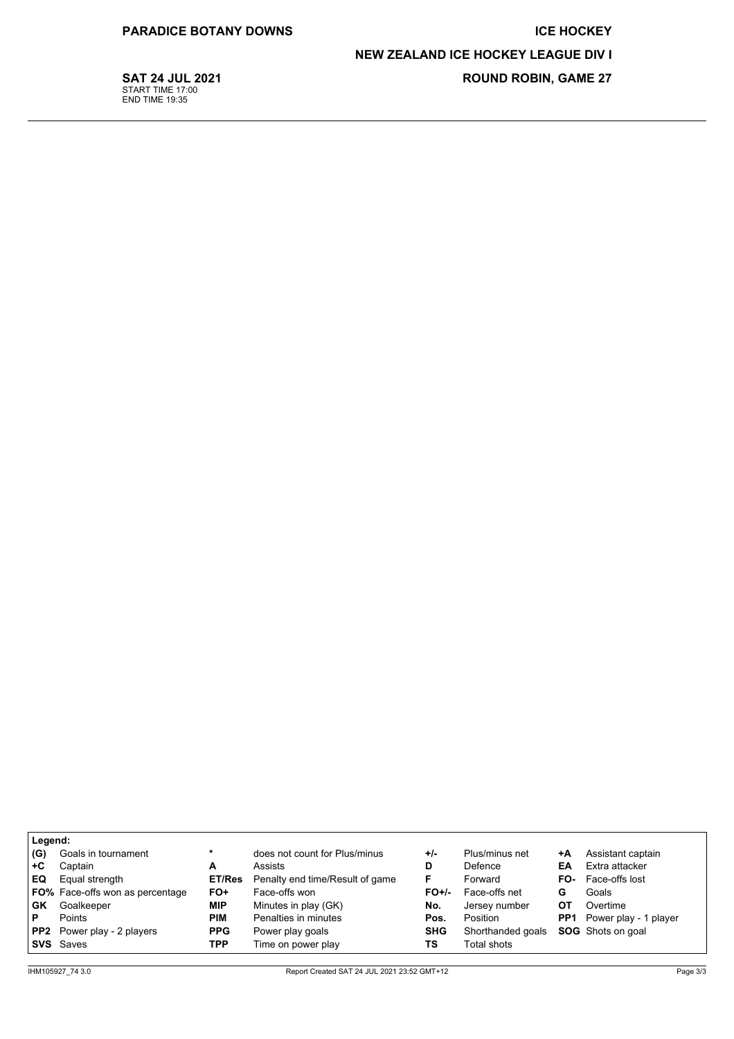**PARADICE BOTANY DOWNS**

**ICE HOCKEY**

**NEW ZEALAND ICE HOCKEY LEAGUE DIV I**

**SAT 24 JUL 2021**
START TIME 17:00
END TIME 19:35

**ROUND ROBIN, GAME 27**

**Legend:**

| | | | | | | | |
|---|---|---|---|---|---|---|---|
| (G) | Goals in tournament | * | does not count for Plus/minus | +/- | Plus/minus net | +A | Assistant captain |
| +C | Captain | A | Assists | D | Defence | EA | Extra attacker |
| EQ | Equal strength | ET/Res | Penalty end time/Result of game | F | Forward | FO- | Face-offs lost |
| FO% | Face-offs won as percentage | FO+ | Face-offs won | FO+/- | Face-offs net | G | Goals |
| GK | Goalkeeper | MIP | Minutes in play (GK) | No. | Jersey number | OT | Overtime |
| P | Points | PIM | Penalties in minutes | Pos. | Position | PP1 | Power play - 1 player |
| PP2 | Power play - 2 players | PPG | Power play goals | SHG | Shorthanded goals | SOG | Shots on goal |
| SVS | Saves | TPP | Time on power play | TS | Total shots | | |